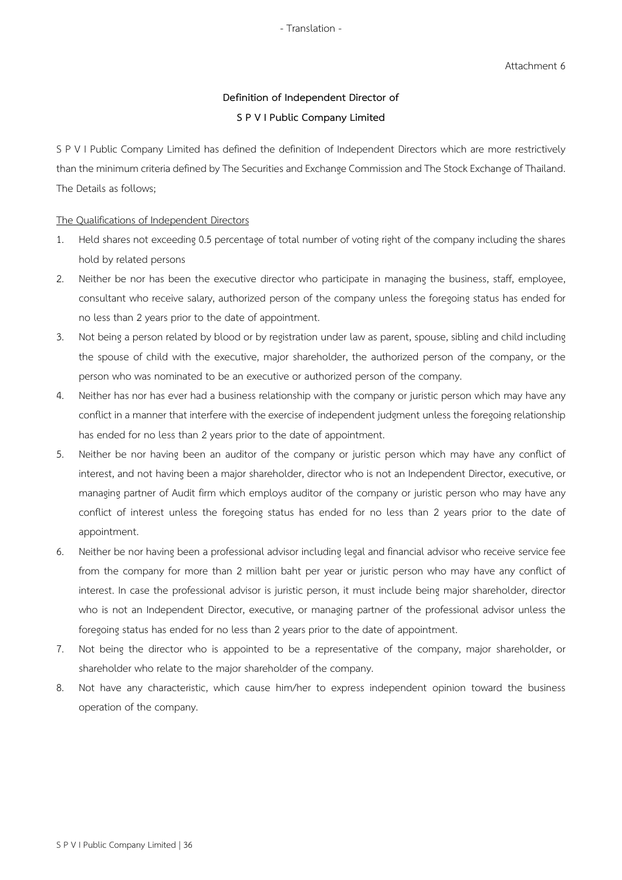- Translation -

Attachment 6

# Definition of Independent Director of S P V I Public Company Limited

S P V I Public Company Limited has defined the definition of Independent Directors which are more restrictively than the minimum criteria defined by The Securities and Exchange Commission and The Stock Exchange of Thailand. The Details as follows;

<u>The Qualifications of Independent Directors</u>

1. Held shares not exceeding 0.5 percentage of total number of voting right of the company including the shares hold by related persons
2. Neither be nor has been the executive director who participate in managing the business, staff, employee, consultant who receive salary, authorized person of the company unless the foregoing status has ended for no less than 2 years prior to the date of appointment.
3. Not being a person related by blood or by registration under law as parent, spouse, sibling and child including the spouse of child with the executive, major shareholder, the authorized person of the company, or the person who was nominated to be an executive or authorized person of the company.
4. Neither has nor has ever had a business relationship with the company or juristic person which may have any conflict in a manner that interfere with the exercise of independent judgment unless the foregoing relationship has ended for no less than 2 years prior to the date of appointment.
5. Neither be nor having been an auditor of the company or juristic person which may have any conflict of interest, and not having been a major shareholder, director who is not an Independent Director, executive, or managing partner of Audit firm which employs auditor of the company or juristic person who may have any conflict of interest unless the foregoing status has ended for no less than 2 years prior to the date of appointment.
6. Neither be nor having been a professional advisor including legal and financial advisor who receive service fee from the company for more than 2 million baht per year or juristic person who may have any conflict of interest. In case the professional advisor is juristic person, it must include being major shareholder, director who is not an Independent Director, executive, or managing partner of the professional advisor unless the foregoing status has ended for no less than 2 years prior to the date of appointment.
7. Not being the director who is appointed to be a representative of the company, major shareholder, or shareholder who relate to the major shareholder of the company.
8. Not have any characteristic, which cause him/her to express independent opinion toward the business operation of the company.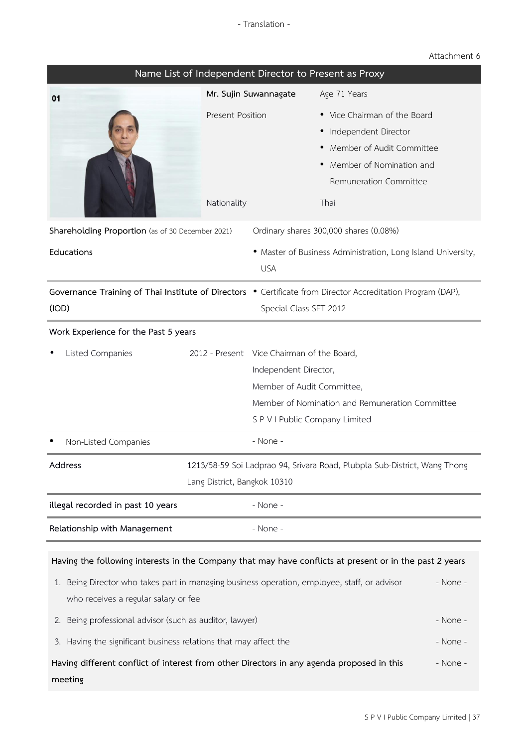- Translation -

Attachment 6

## Name List of Independent Director to Present as Proxy

**01**

| **Mr. Sujin Suwannagate** | Age 71 Years |
|---|---|
| Present Position | • Vice Chairman of the Board<br>• Independent Director<br>• Member of Audit Committee<br>• Member of Nomination and Remuneration Committee |
| Nationality | Thai |

| | |
|---|---|
| **Shareholding Proportion** (as of 30 December 2021) | Ordinary shares 300,000 shares (0.08%) |
| **Educations** | • Master of Business Administration, Long Island University, USA |
| **Governance Training of Thai Institute of Directors (IOD)** | • Certificate from Director Accreditation Program (DAP), Special Class SET 2012 |

**Work Experience for the Past 5 years**

| | | |
|---|---|---|
| • Listed Companies | 2012 - Present | Vice Chairman of the Board,<br>Independent Director,<br>Member of Audit Committee,<br>Member of Nomination and Remuneration Committee<br>S P V I Public Company Limited |
| • Non-Listed Companies | | - None - |

| | |
|---|---|
| **Address** | 1213/58-59 Soi Ladprao 94, Srivara Road, Plubpla Sub-District, Wang Thong Lang District, Bangkok 10310 |
| **illegal recorded in past 10 years** | - None - |
| **Relationship with Management** | - None - |

**Having the following interests in the Company that may have conflicts at present or in the past 2 years**

1. Being Director who takes part in managing business operation, employee, staff, or advisor who receives a regular salary or fee - None -
2. Being professional advisor (such as auditor, lawyer) - None -
3. Having the significant business relations that may affect the - None -

**Having different conflict of interest from other Directors in any agenda proposed in this meeting** - None -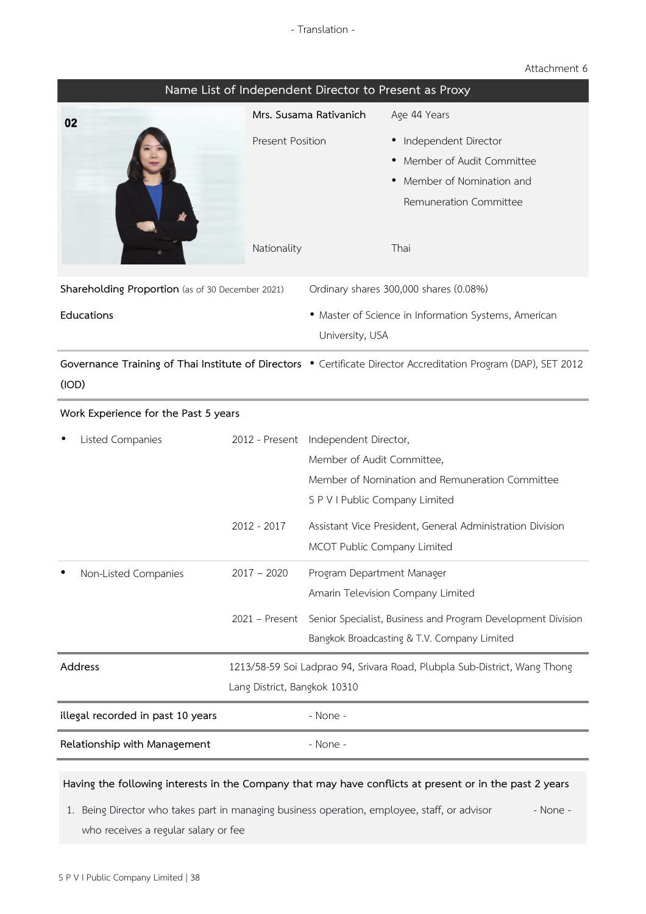- Translation -

Attachment 6

## Name List of Independent Director to Present as Proxy

**02**

| Mrs. Susama Rativanich | Age 44 Years |
|---|---|
| Present Position | • Independent Director<br>• Member of Audit Committee<br>• Member of Nomination and Remuneration Committee |
| Nationality | Thai |

| | |
|---|---|
| **Shareholding Proportion** (as of 30 December 2021) | Ordinary shares 300,000 shares (0.08%) |
| **Educations** | • Master of Science in Information Systems, American University, USA |
| **Governance Training of Thai Institute of Directors (IOD)** | • Certificate Director Accreditation Program (DAP), SET 2012 |

**Work Experience for the Past 5 years**

| | | |
|---|---|---|
| • Listed Companies | 2012 - Present | Independent Director,<br>Member of Audit Committee,<br>Member of Nomination and Remuneration Committee<br>S P V I Public Company Limited |
| | 2012 - 2017 | Assistant Vice President, General Administration Division<br>MCOT Public Company Limited |
| • Non-Listed Companies | 2017 – 2020 | Program Department Manager<br>Amarin Television Company Limited |
| | 2021 – Present | Senior Specialist, Business and Program Development Division<br>Bangkok Broadcasting & T.V. Company Limited |

| | |
|---|---|
| **Address** | 1213/58-59 Soi Ladprao 94, Srivara Road, Plubpla Sub-District, Wang Thong Lang District, Bangkok 10310 |
| **illegal recorded in past 10 years** | - None - |
| **Relationship with Management** | - None - |

**Having the following interests in the Company that may have conflicts at present or in the past 2 years**

1. Being Director who takes part in managing business operation, employee, staff, or advisor who receives a regular salary or fee - None -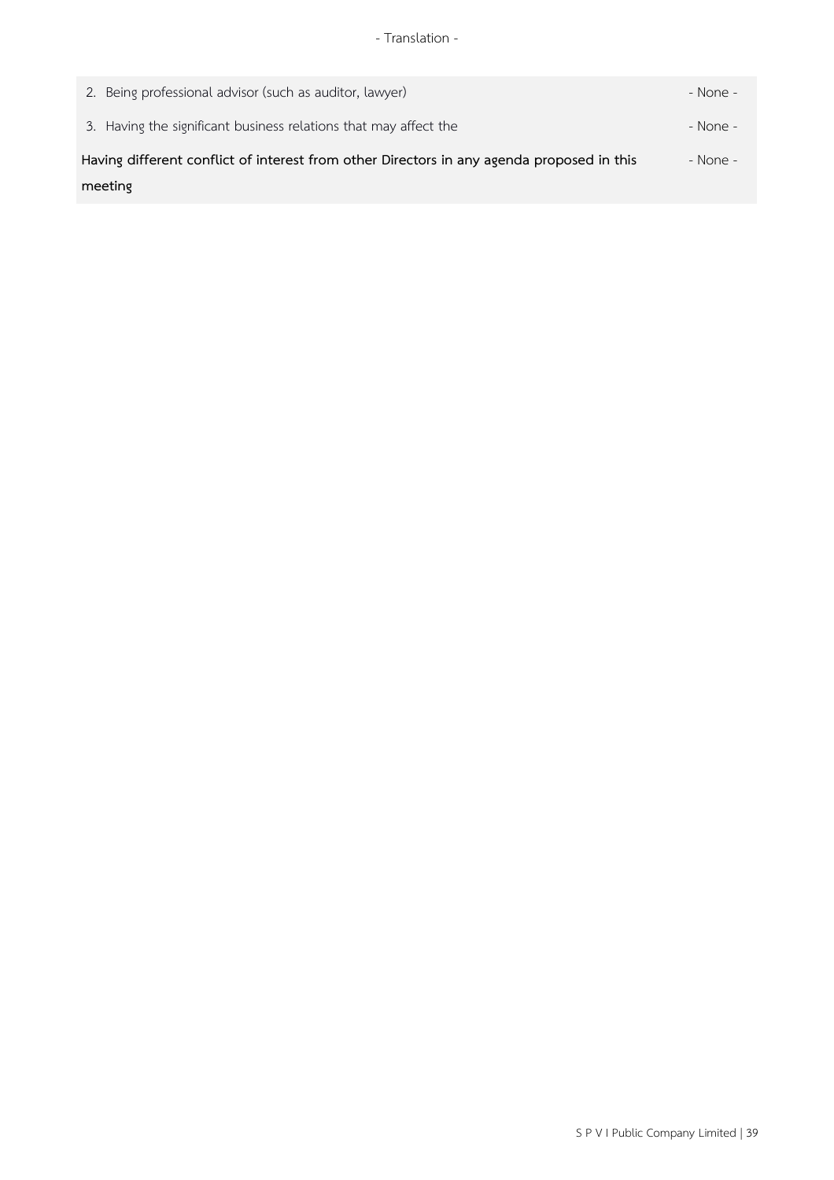| | |
|---|---|
| 2. Being professional advisor (such as auditor, lawyer) | - None - |
| 3. Having the significant business relations that may affect the | - None - |
| **Having different conflict of interest from other Directors in any agenda proposed in this meeting** | - None - |